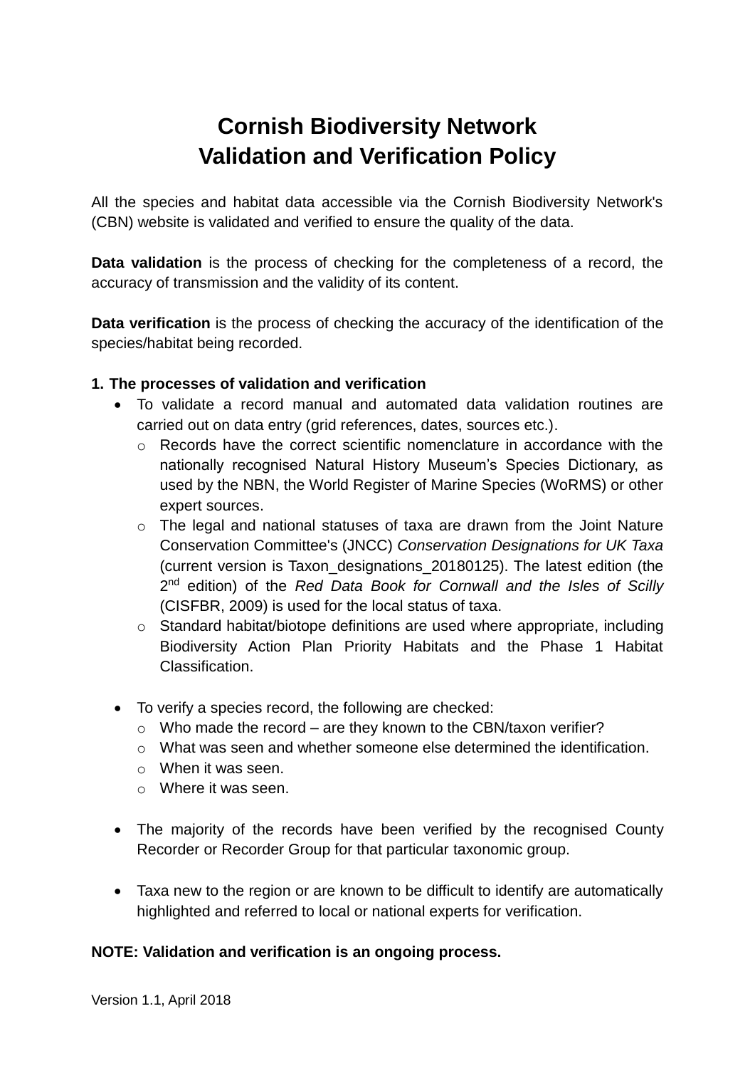# Cornish Biodiversity Network
# Validation and Verification Policy

All the species and habitat data accessible via the Cornish Biodiversity Network's (CBN) website is validated and verified to ensure the quality of the data.

**Data validation** is the process of checking for the completeness of a record, the accuracy of transmission and the validity of its content.

**Data verification** is the process of checking the accuracy of the identification of the species/habitat being recorded.

**1. The processes of validation and verification**

- To validate a record manual and automated data validation routines are carried out on data entry (grid references, dates, sources etc.).
  - Records have the correct scientific nomenclature in accordance with the nationally recognised Natural History Museum's Species Dictionary, as used by the NBN, the World Register of Marine Species (WoRMS) or other expert sources.
  - The legal and national statuses of taxa are drawn from the Joint Nature Conservation Committee's (JNCC) *Conservation Designations for UK Taxa* (current version is Taxon_designations_20180125). The latest edition (the 2nd edition) of the *Red Data Book for Cornwall and the Isles of Scilly* (CISFBR, 2009) is used for the local status of taxa.
  - Standard habitat/biotope definitions are used where appropriate, including Biodiversity Action Plan Priority Habitats and the Phase 1 Habitat Classification.

- To verify a species record, the following are checked:
  - Who made the record – are they known to the CBN/taxon verifier?
  - What was seen and whether someone else determined the identification.
  - When it was seen.
  - Where it was seen.

- The majority of the records have been verified by the recognised County Recorder or Recorder Group for that particular taxonomic group.

- Taxa new to the region or are known to be difficult to identify are automatically highlighted and referred to local or national experts for verification.

**NOTE: Validation and verification is an ongoing process.**

Version 1.1, April 2018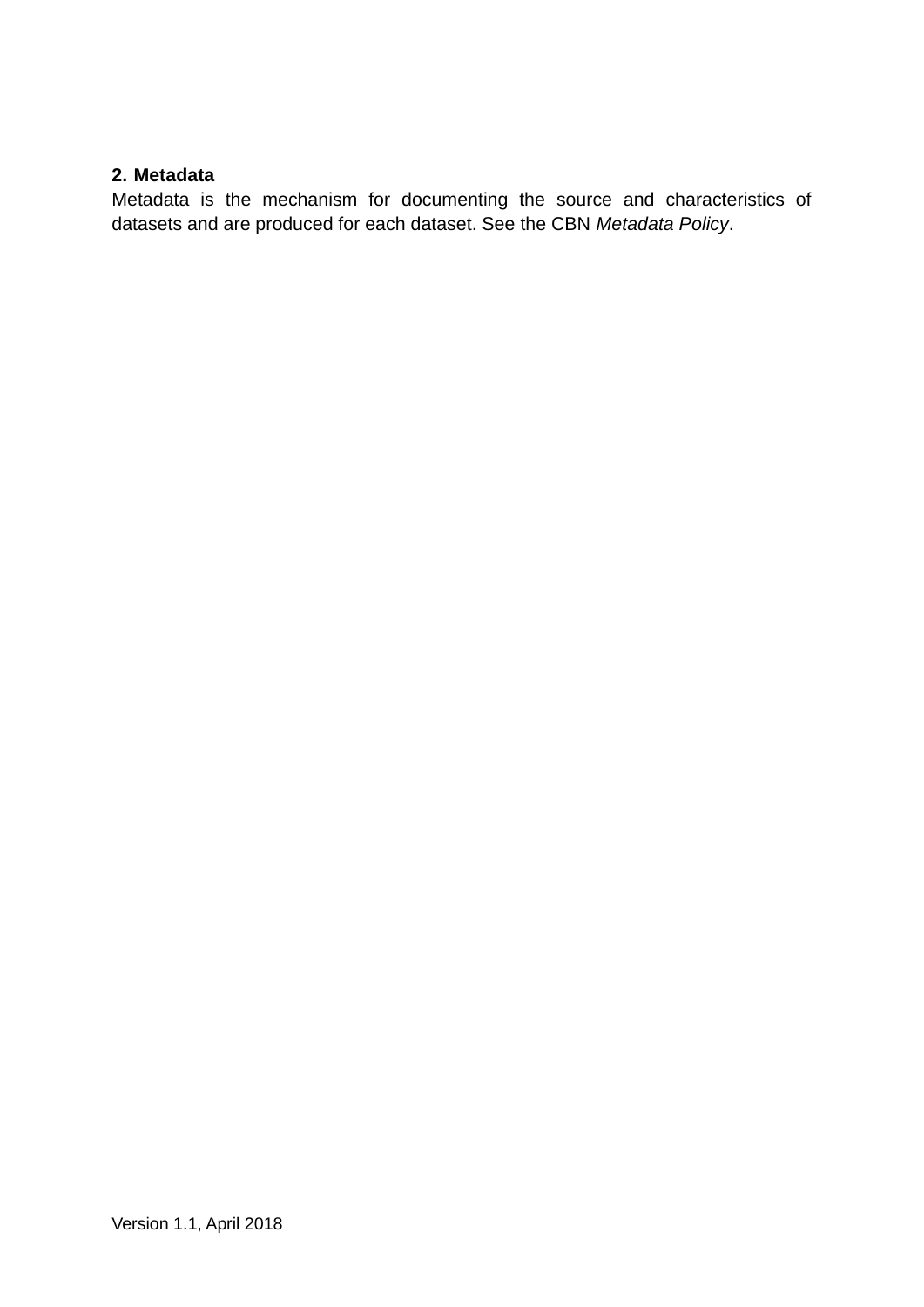## 2. Metadata

Metadata is the mechanism for documenting the source and characteristics of datasets and are produced for each dataset. See the CBN *Metadata Policy*.